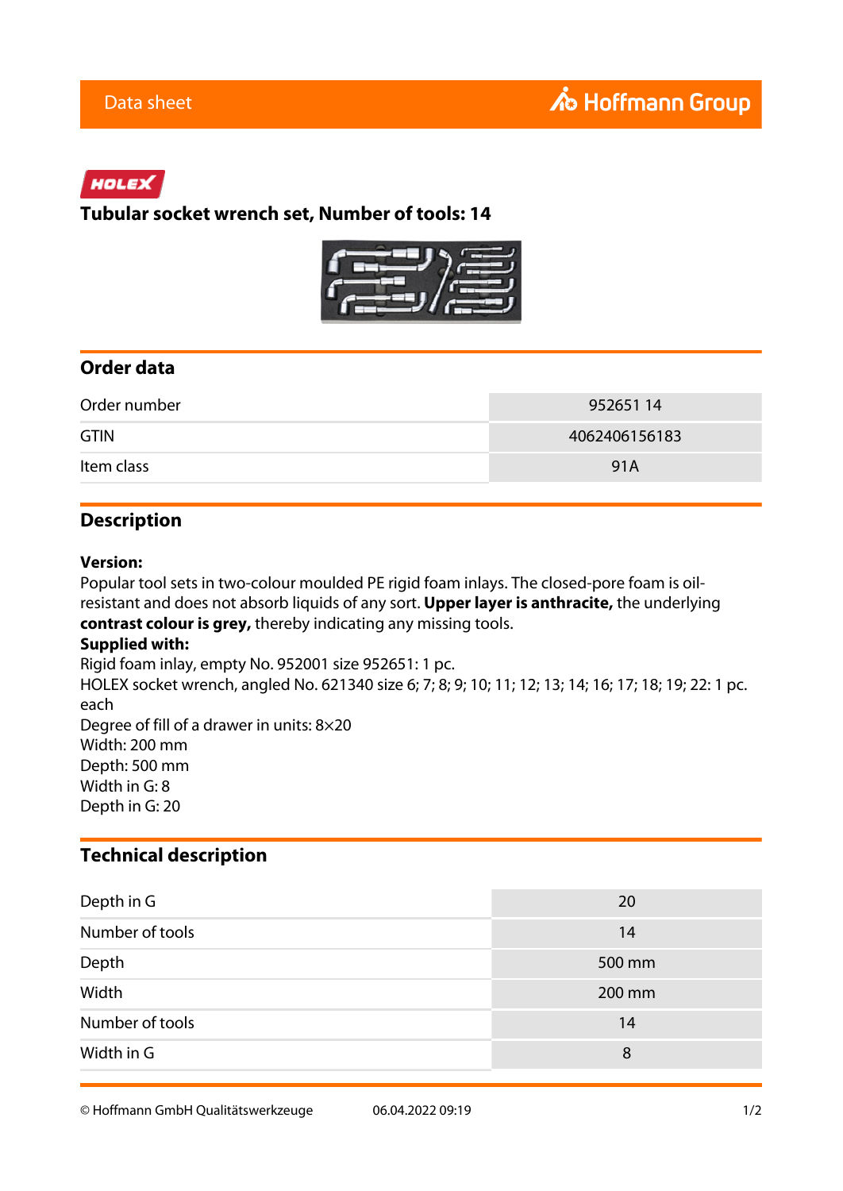Data sheet

HOLEX

# Tubular socket wrench set, Number of tools: 14

## Order data

| Order number | 952651 14 |
|---|---|
| GTIN | 4062406156183 |
| Item class | 91A |

## Description

**Version:**
Popular tool sets in two-colour moulded PE rigid foam inlays. The closed-pore foam is oil-resistant and does not absorb liquids of any sort. **Upper layer is anthracite,** the underlying **contrast colour is grey,** thereby indicating any missing tools.
**Supplied with:**
Rigid foam inlay, empty No. 952001 size 952651: 1 pc.
HOLEX socket wrench, angled No. 621340 size 6; 7; 8; 9; 10; 11; 12; 13; 14; 16; 17; 18; 19; 22: 1 pc. each
Degree of fill of a drawer in units: 8×20
Width: 200 mm
Depth: 500 mm
Width in G: 8
Depth in G: 20

## Technical description

| Depth in G | 20 |
|---|---|
| Number of tools | 14 |
| Depth | 500 mm |
| Width | 200 mm |
| Number of tools | 14 |
| Width in G | 8 |

© Hoffmann GmbH Qualitätswerkzeuge 06.04.2022 09:19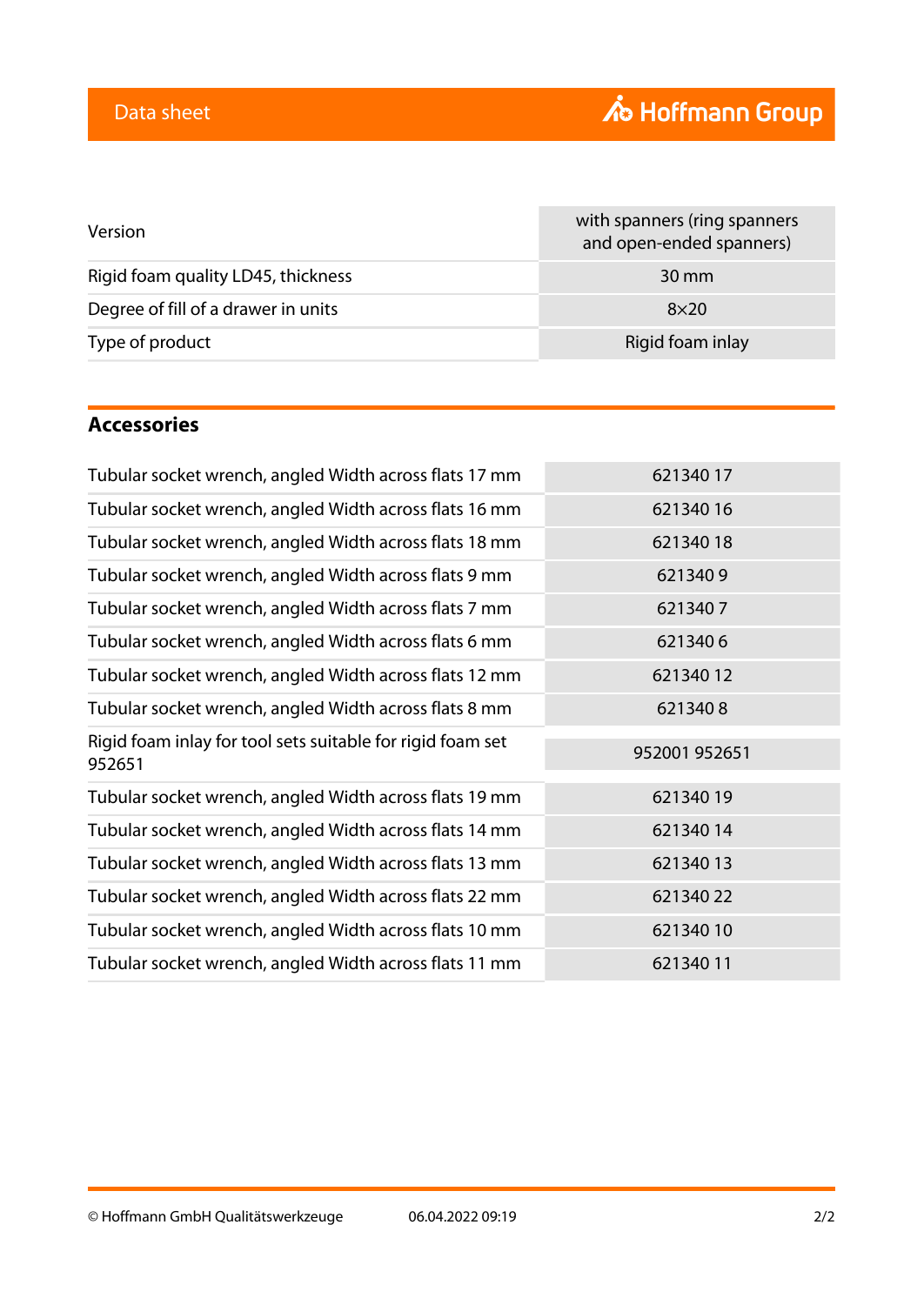| | |
|---|---|
| Version | with spanners (ring spanners and open-ended spanners) |
| Rigid foam quality LD45, thickness | 30 mm |
| Degree of fill of a drawer in units | 8×20 |
| Type of product | Rigid foam inlay |

## Accessories

| | |
|---|---|
| Tubular socket wrench, angled Width across flats 17 mm | 621340 17 |
| Tubular socket wrench, angled Width across flats 16 mm | 621340 16 |
| Tubular socket wrench, angled Width across flats 18 mm | 621340 18 |
| Tubular socket wrench, angled Width across flats 9 mm | 621340 9 |
| Tubular socket wrench, angled Width across flats 7 mm | 621340 7 |
| Tubular socket wrench, angled Width across flats 6 mm | 621340 6 |
| Tubular socket wrench, angled Width across flats 12 mm | 621340 12 |
| Tubular socket wrench, angled Width across flats 8 mm | 621340 8 |
| Rigid foam inlay for tool sets suitable for rigid foam set 952651 | 952001 952651 |
| Tubular socket wrench, angled Width across flats 19 mm | 621340 19 |
| Tubular socket wrench, angled Width across flats 14 mm | 621340 14 |
| Tubular socket wrench, angled Width across flats 13 mm | 621340 13 |
| Tubular socket wrench, angled Width across flats 22 mm | 621340 22 |
| Tubular socket wrench, angled Width across flats 10 mm | 621340 10 |
| Tubular socket wrench, angled Width across flats 11 mm | 621340 11 |